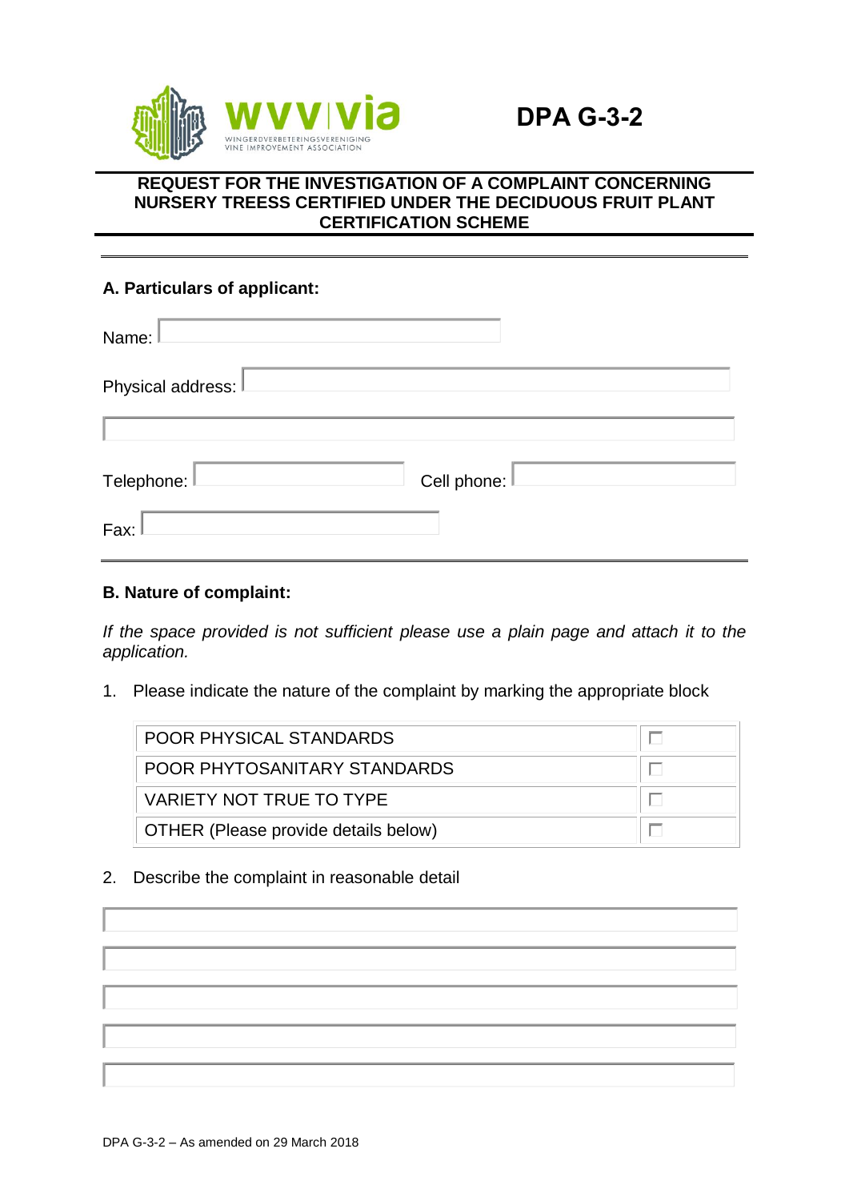WINGERDVERBETERINGSVERENIGING
VINE IMPROVEMENT ASSOCIATION

# DPA G-3-2

## REQUEST FOR THE INVESTIGATION OF A COMPLAINT CONCERNING NURSERY TREESS CERTIFIED UNDER THE DECIDUOUS FRUIT PLANT CERTIFICATION SCHEME

### A. Particulars of applicant:

Name: 

Physical address: 

Telephone: Cell phone: 

Fax: 

### B. Nature of complaint:

*If the space provided is not sufficient please use a plain page and attach it to the application.*

1. Please indicate the nature of the complaint by marking the appropriate block

| | |
|---|---|
| POOR PHYSICAL STANDARDS | ☐ |
| POOR PHYTOSANITARY STANDARDS | ☐ |
| VARIETY NOT TRUE TO TYPE | ☐ |
| OTHER (Please provide details below) | ☐ |

2. Describe the complaint in reasonable detail

DPA G-3-2 – As amended on 29 March 2018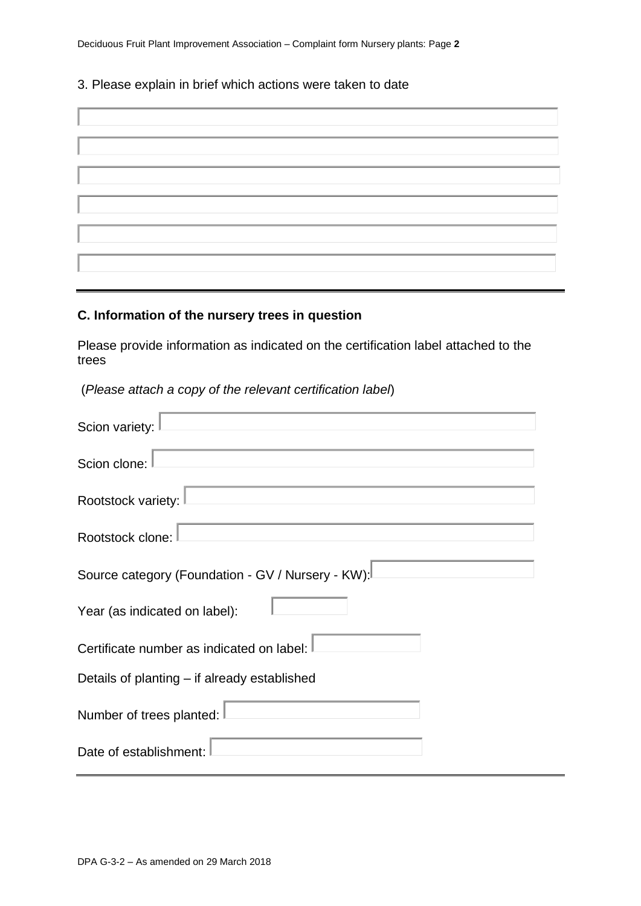3. Please explain in brief which actions were taken to date

---

## C. Information of the nursery trees in question

Please provide information as indicated on the certification label attached to the trees

(*Please attach a copy of the relevant certification label*)

Scion variety:

Scion clone:

Rootstock variety:

Rootstock clone:

Source category (Foundation - GV / Nursery - KW):

Year (as indicated on label):

Certificate number as indicated on label:

Details of planting – if already established

Number of trees planted:

Date of establishment:

---

DPA G-3-2 – As amended on 29 March 2018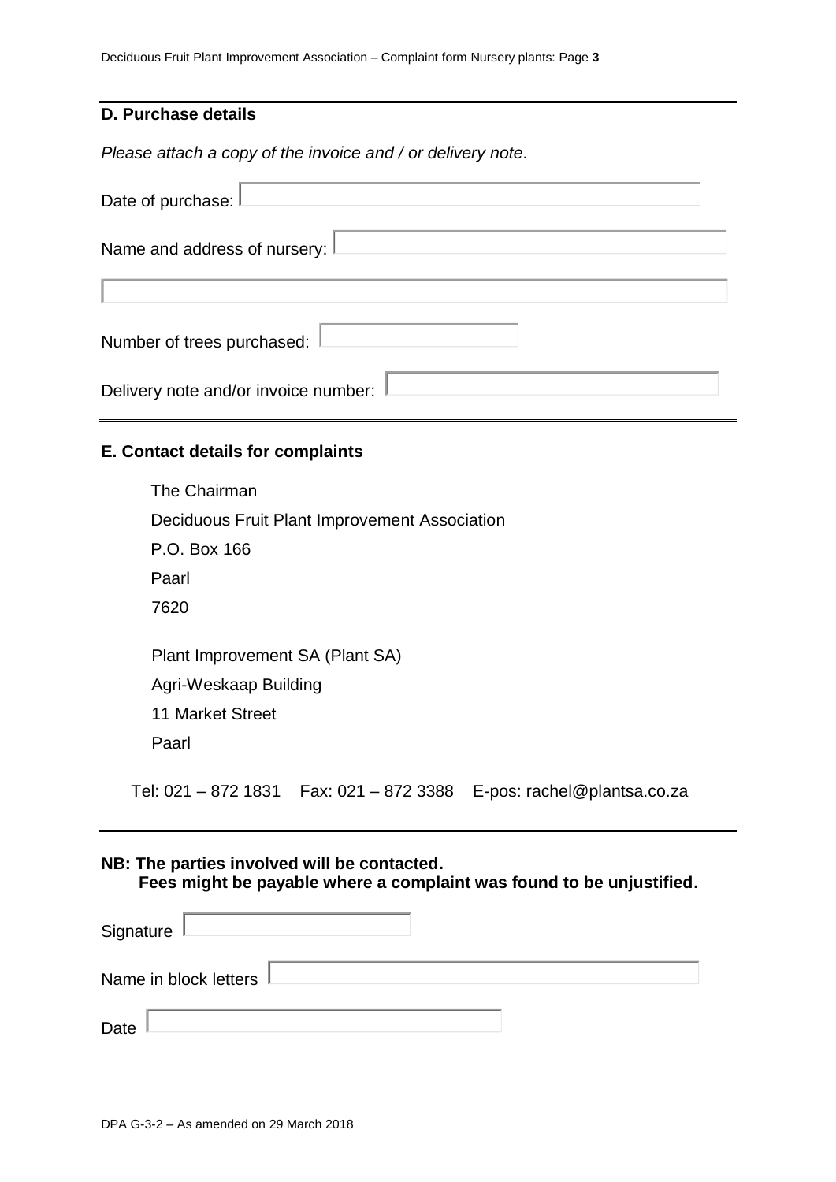## D. Purchase details

*Please attach a copy of the invoice and / or delivery note.*

Date of purchase:

Name and address of nursery:

Number of trees purchased:

Delivery note and/or invoice number:

## E. Contact details for complaints

The Chairman
Deciduous Fruit Plant Improvement Association
P.O. Box 166
Paarl
7620

Plant Improvement SA (Plant SA)
Agri-Weskaap Building
11 Market Street
Paarl

Tel: 021 – 872 1831 Fax: 021 – 872 3388 E-pos: rachel@plantsa.co.za

**NB: The parties involved will be contacted.**
**Fees might be payable where a complaint was found to be unjustified.**

Signature

Name in block letters

Date

DPA G-3-2 – As amended on 29 March 2018